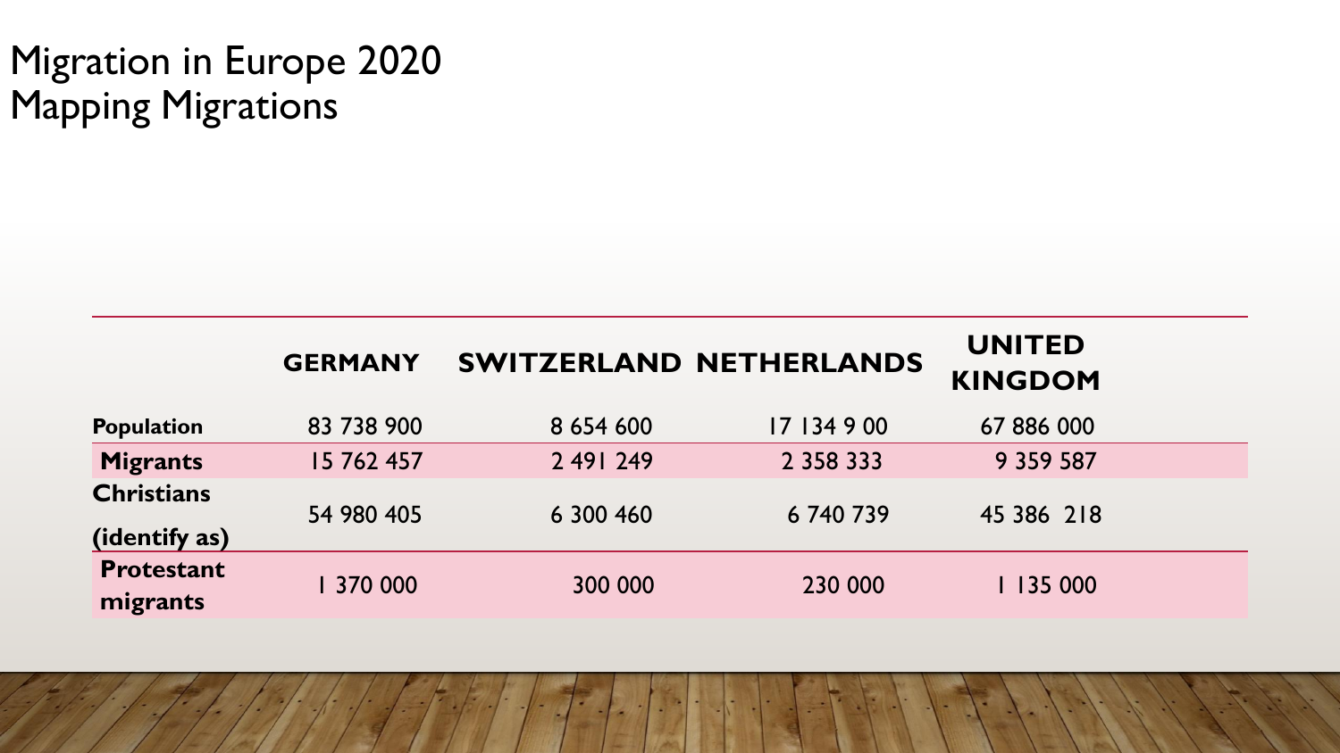# Migration in Europe 2020
## Mapping Migrations

| | GERMANY | SWITZERLAND | NETHERLANDS | UNITED KINGDOM |
|---|---|---|---|---|
| **Population** | 83 738 900 | 8 654 600 | 17 134 9 00 | 67 886 000 |
| **Migrants** | 15 762 457 | 2 491 249 | 2 358 333 | 9 359 587 |
| **Christians (identify as)** | 54 980 405 | 6 300 460 | 6 740 739 | 45 386 218 |
| **Protestant migrants** | 1 370 000 | 300 000 | 230 000 | 1 135 000 |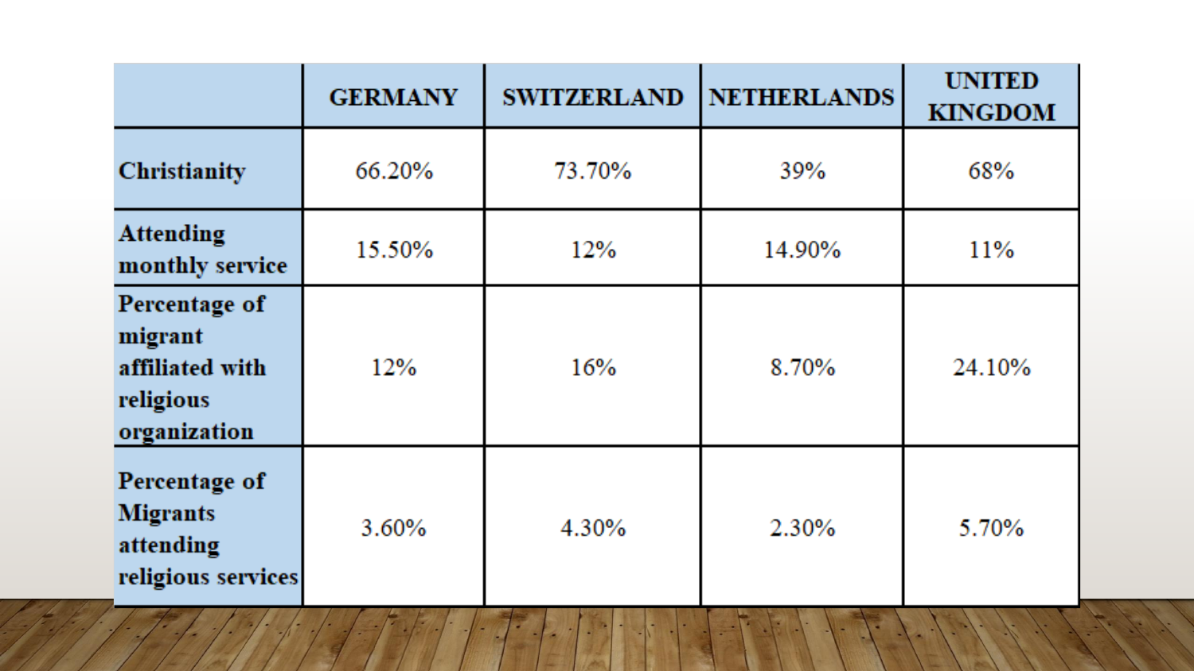| | GERMANY | SWITZERLAND | NETHERLANDS | UNITED KINGDOM |
|---|---|---|---|---|
| **Christianity** | 66.20% | 73.70% | 39% | 68% |
| **Attending monthly service** | 15.50% | 12% | 14.90% | 11% |
| **Percentage of migrant affiliated with religious organization** | 12% | 16% | 8.70% | 24.10% |
| **Percentage of Migrants attending religious services** | 3.60% | 4.30% | 2.30% | 5.70% |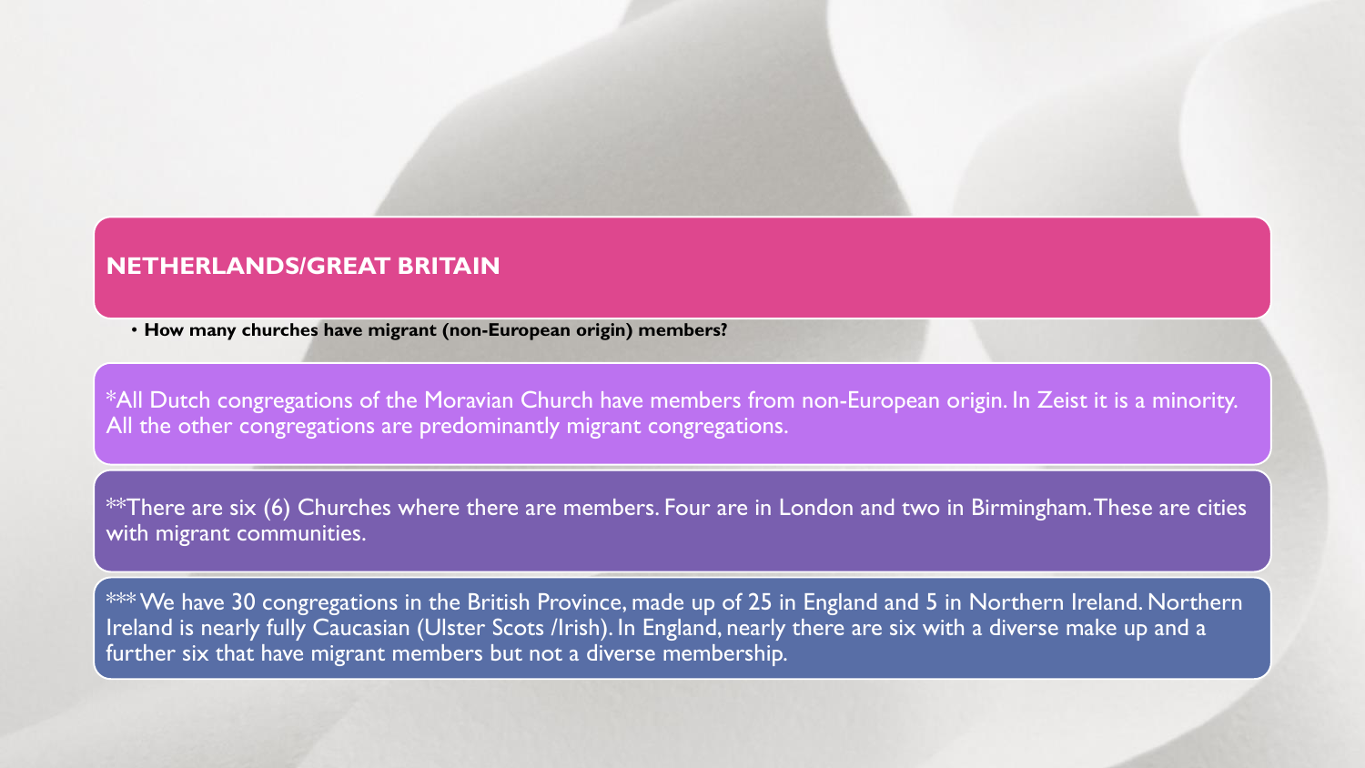## NETHERLANDS/GREAT BRITAIN

- **How many churches have migrant (non-European origin) members?**

*All Dutch congregations of the Moravian Church have members from non-European origin. In Zeist it is a minority. All the other congregations are predominantly migrant congregations.

**There are six (6) Churches where there are members. Four are in London and two in Birmingham. These are cities with migrant communities.

*** We have 30 congregations in the British Province, made up of 25 in England and 5 in Northern Ireland. Northern Ireland is nearly fully Caucasian (Ulster Scots /Irish). In England, nearly there are six with a diverse make up and a further six that have migrant members but not a diverse membership.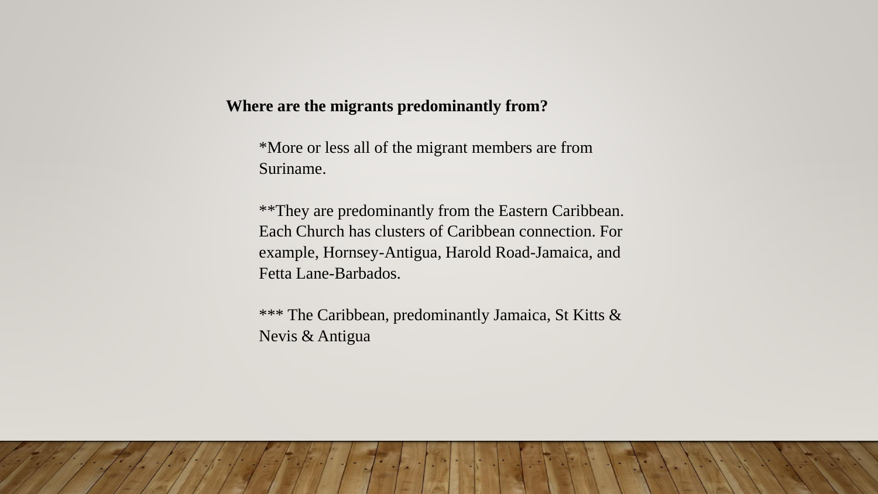**Where are the migrants predominantly from?**

*More or less all of the migrant members are from Suriname.

**They are predominantly from the Eastern Caribbean. Each Church has clusters of Caribbean connection. For example, Hornsey-Antigua, Harold Road-Jamaica, and Fetta Lane-Barbados.

*** The Caribbean, predominantly Jamaica, St Kitts & Nevis & Antigua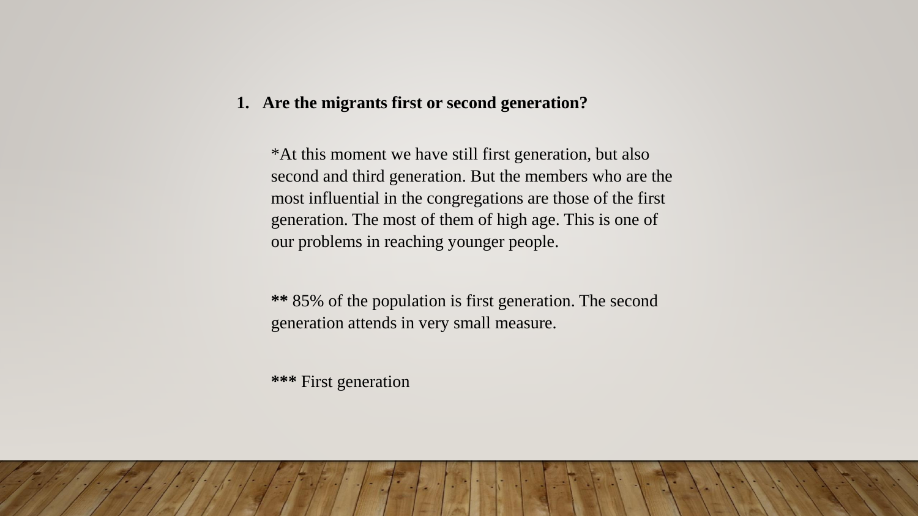1. **Are the migrants first or second generation?**

   *At this moment we have still first generation, but also second and third generation. But the members who are the most influential in the congregations are those of the first generation. The most of them of high age. This is one of our problems in reaching younger people.

   **\*\*** 85% of the population is first generation. The second generation attends in very small measure.

   **\*\*\*** First generation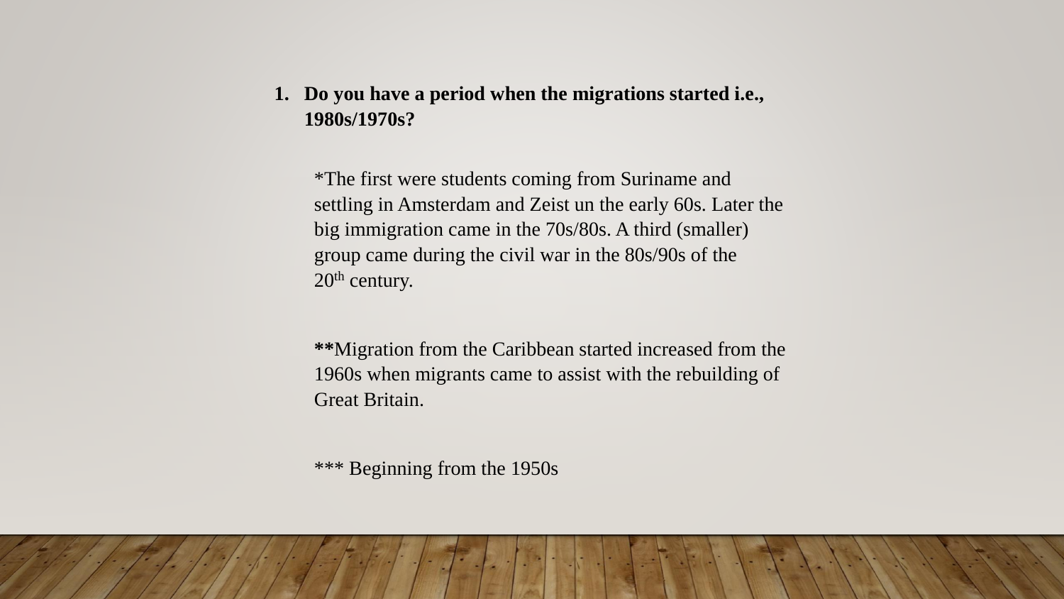1. **Do you have a period when the migrations started i.e., 1980s/1970s?**

   *The first were students coming from Suriname and settling in Amsterdam and Zeist un the early 60s. Later the big immigration came in the 70s/80s. A third (smaller) group came during the civil war in the 80s/90s of the 20th century.

   **Migration from the Caribbean started increased from the 1960s when migrants came to assist with the rebuilding of Great Britain.

   *** Beginning from the 1950s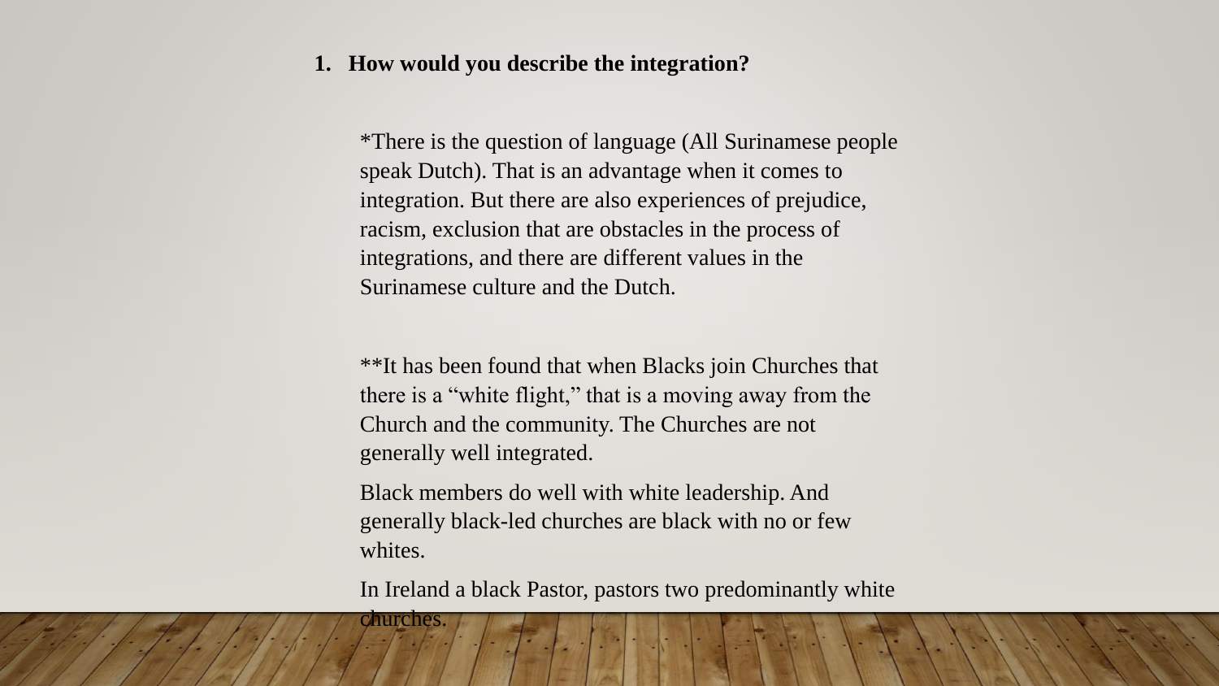1. **How would you describe the integration?**

*There is the question of language (All Surinamese people speak Dutch). That is an advantage when it comes to integration. But there are also experiences of prejudice, racism, exclusion that are obstacles in the process of integrations, and there are different values in the Surinamese culture and the Dutch.

**It has been found that when Blacks join Churches that there is a "white flight," that is a moving away from the Church and the community. The Churches are not generally well integrated.

Black members do well with white leadership. And generally black-led churches are black with no or few whites.

In Ireland a black Pastor, pastors two predominantly white churches.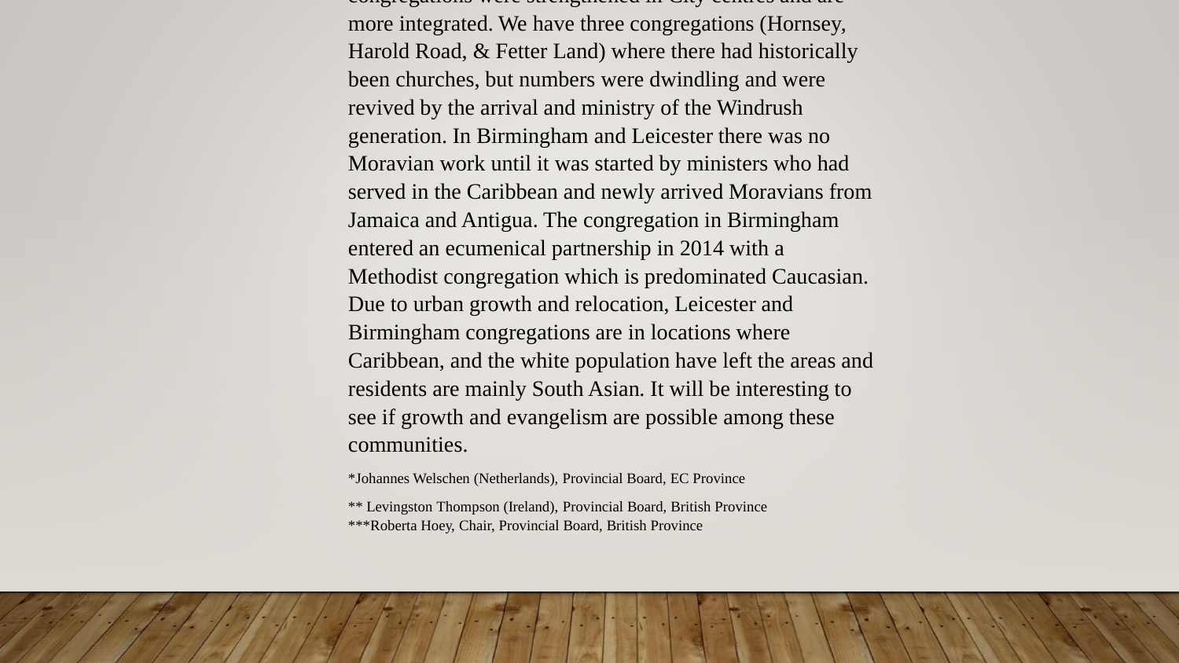congregations were strengthened in City centres and are more integrated. We have three congregations (Hornsey, Harold Road, & Fetter Land) where there had historically been churches, but numbers were dwindling and were revived by the arrival and ministry of the Windrush generation. In Birmingham and Leicester there was no Moravian work until it was started by ministers who had served in the Caribbean and newly arrived Moravians from Jamaica and Antigua. The congregation in Birmingham entered an ecumenical partnership in 2014 with a Methodist congregation which is predominated Caucasian. Due to urban growth and relocation, Leicester and Birmingham congregations are in locations where Caribbean, and the white population have left the areas and residents are mainly South Asian. It will be interesting to see if growth and evangelism are possible among these communities.

*Johannes Welschen (Netherlands), Provincial Board, EC Province

** Levingston Thompson (Ireland), Provincial Board, British Province
***Roberta Hoey, Chair, Provincial Board, British Province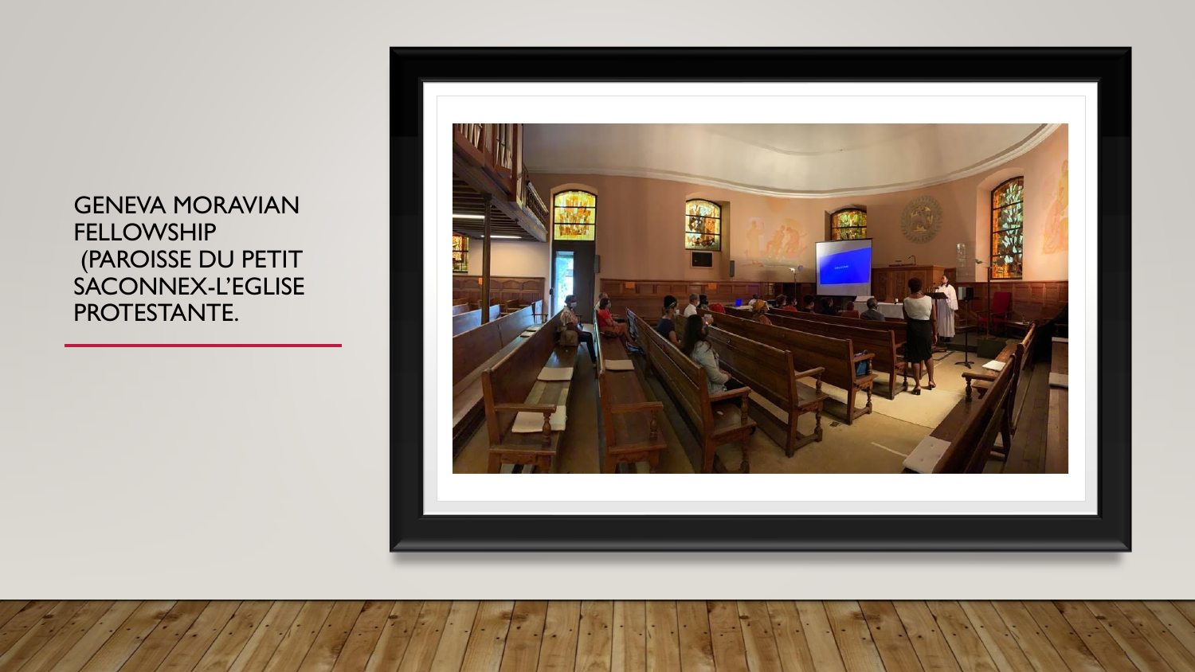# GENEVA MORAVIAN FELLOWSHIP (PAROISSE DU PETIT SACONNEX-L'EGLISE PROTESTANTE.